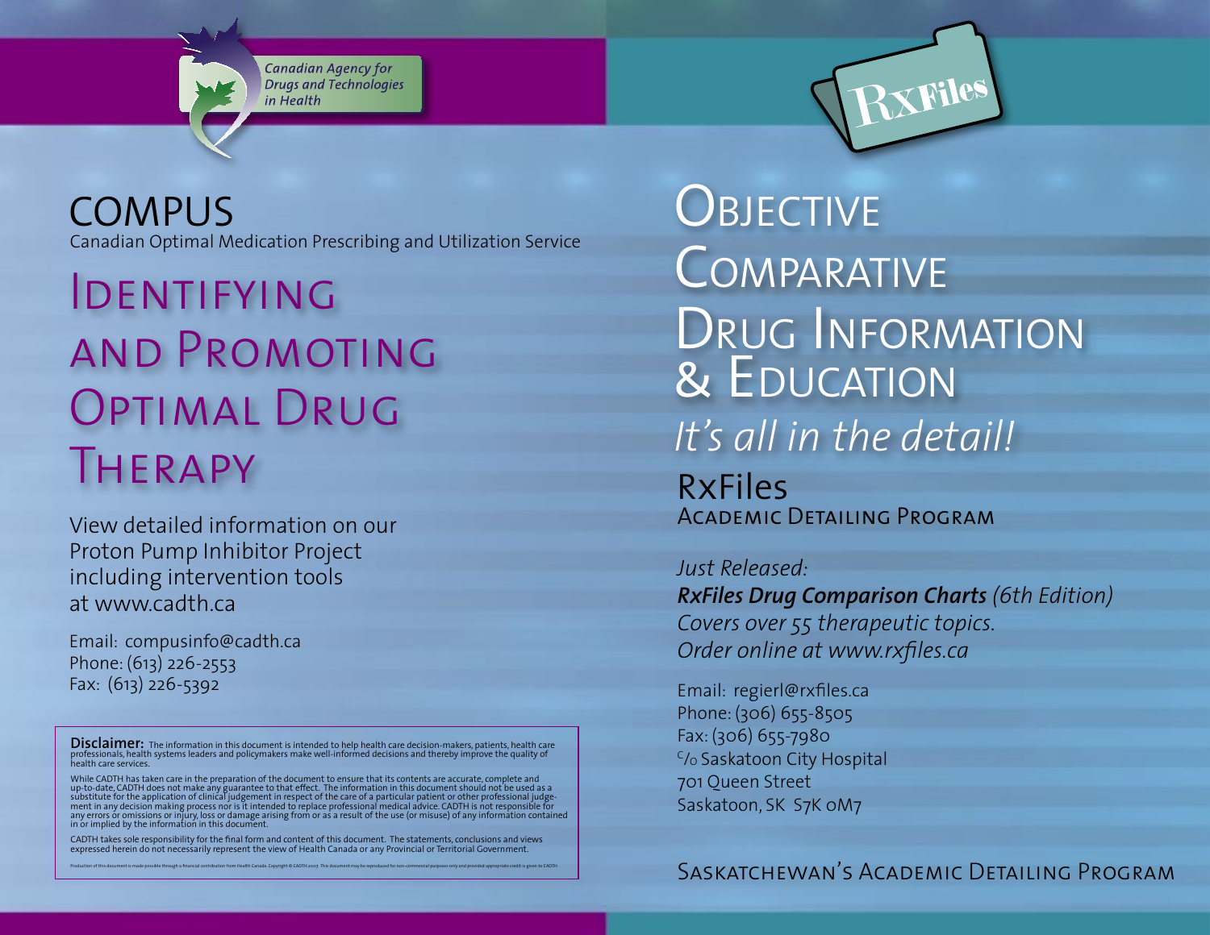Canadian Agency for Drugs and Technologies in Health

# COMPUS

Canadian Optimal Medication Prescribing and Utilization Service

## Identifying and Promoting Optimal Drug Therapy

View detailed information on our Proton Pump Inhibitor Project including intervention tools at www.cadth.ca

Email: compusinfo@cadth.ca
Phone: (613) 226-2553
Fax: (613) 226-5392

**Disclaimer:** The information in this document is intended to help health care decision-makers, patients, health care professionals, health systems leaders and policymakers make well-informed decisions and thereby improve the quality of health care services.

While CADTH has taken care in the preparation of the document to ensure that its contents are accurate, complete and up-to-date, CADTH does not make any guarantee to that effect. The information in this document should not be used as a substitute for the application of clinical judgement in respect of the care of a particular patient or other professional judgement in any decision making process nor is it intended to replace professional medical advice. CADTH is not responsible for any errors or omissions or injury, loss or damage arising from or as a result of the use (or misuse) of any information contained in or implied by the information in this document.

CADTH takes sole responsibility for the final form and content of this document. The statements, conclusions and views expressed herein do not necessarily represent the view of Health Canada or any Provincial or Territorial Government.

Production of this document is made possible through a financial contribution from Health Canada. Copyright © CADTH 2007. This document may be reproduced for non-commercial purposes only and provided appropriate credit is given to CADTH.

RxFiles

# Objective Comparative Drug Information & Education

*It's all in the detail!*

## RxFiles

Academic Detailing Program

*Just Released:*
***RxFiles Drug Comparison Charts** (6th Edition)*
*Covers over 55 therapeutic topics.*
*Order online at www.rxfiles.ca*

Email: regierl@rxfiles.ca
Phone: (306) 655-8505
Fax: (306) 655-7980
c/o Saskatoon City Hospital
701 Queen Street
Saskatoon, SK S7K 0M7

Saskatchewan's Academic Detailing Program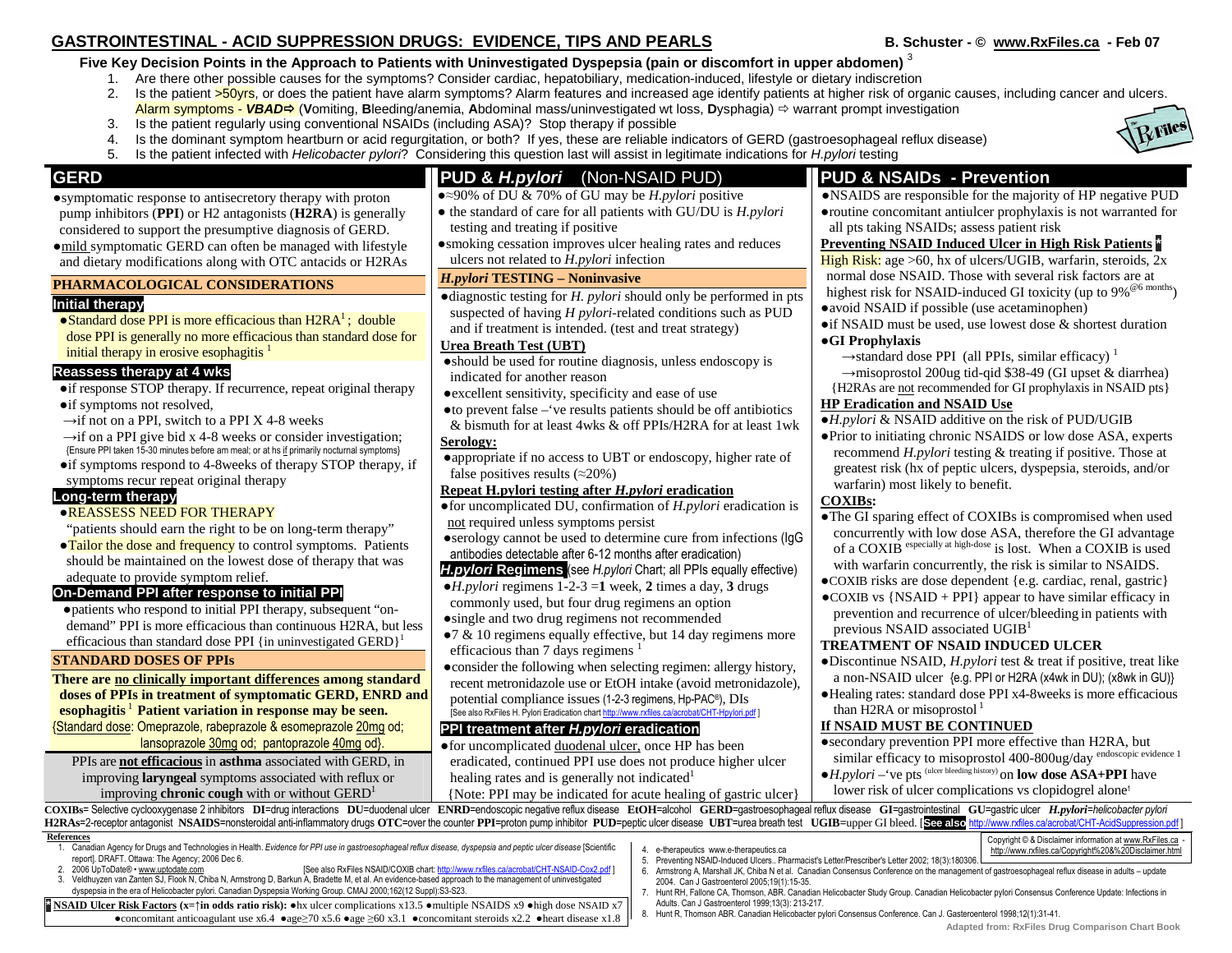# GASTROINTESTINAL - ACID SUPPRESSION DRUGS: EVIDENCE, TIPS AND PEARLS

B. Schuster - © www.RxFiles.ca - Feb 07

**Five Key Decision Points in the Approach to Patients with Uninvestigated Dyspepsia (pain or discomfort in upper abdomen)** [3]

1. Are there other possible causes for the symptoms? Consider cardiac, hepatobiliary, medication-induced, lifestyle or dietary indiscretion
2. Is the patient >50yrs, or does the patient have alarm symptoms? Alarm features and increased age identify patients at higher risk of organic causes, including cancer and ulcers. Alarm symptoms - ***VBAD***⇨ (**V**omiting, **B**leeding/anemia, **A**bdominal mass/uninvestigated wt loss, **D**ysphagia) ⇨ warrant prompt investigation
3. Is the patient regularly using conventional NSAIDs (including ASA)? Stop therapy if possible
4. Is the dominant symptom heartburn or acid regurgitation, or both? If yes, these are reliable indicators of GERD (gastroesophageal reflux disease)
5. Is the patient infected with *Helicobacter pylori*? Considering this question last will assist in legitimate indications for *H.pylori* testing

## GERD

- symptomatic response to antisecretory therapy with proton pump inhibitors (**PPI**) or H2 antagonists (**H2RA**) is generally considered to support the presumptive diagnosis of GERD.
- mild symptomatic GERD can often be managed with lifestyle and dietary modifications along with OTC antacids or H2RAs

### PHARMACOLOGICAL CONSIDERATIONS

**Initial therapy**

- Standard dose PPI is more efficacious than H2RA[1]; double dose PPI is generally no more efficacious than standard dose for initial therapy in erosive esophagitis [1]

**Reassess therapy at 4 wks**

- if response STOP therapy. If recurrence, repeat original therapy
- if symptoms not resolved,
  →if not on a PPI, switch to a PPI X 4-8 weeks
  →if on a PPI give bid x 4-8 weeks or consider investigation; {Ensure PPI taken 15-30 minutes before am meal; or at hs if primarily nocturnal symptoms}
- if symptoms respond to 4-8weeks of therapy STOP therapy, if symptoms recur repeat original therapy

**Long-term therapy**

- REASSESS NEED FOR THERAPY
  "patients should earn the right to be on long-term therapy"
- Tailor the dose and frequency to control symptoms. Patients should be maintained on the lowest dose of therapy that was adequate to provide symptom relief.

**On-Demand PPI after response to initial PPI**

- patients who respond to initial PPI therapy, subsequent "on-demand" PPI is more efficacious than continuous H2RA, but less efficacious than standard dose PPI {in uninvestigated GERD}[1]

### STANDARD DOSES OF PPIs

**There are no clinically important differences among standard doses of PPIs in treatment of symptomatic GERD, ENRD and esophagitis** [1] **Patient variation in response may be seen.**
{Standard dose: Omeprazole, rabeprazole & esomeprazole 20mg od; lansoprazole 30mg od; pantoprazole 40mg od}.

PPIs are **not efficacious** in **asthma** associated with GERD, in improving **laryngeal** symptoms associated with reflux or improving **chronic cough** with or without GERD[1]

## PUD & *H.pylori* (Non-NSAID PUD)

- ≈90% of DU & 70% of GU may be *H.pylori* positive
- the standard of care for all patients with GU/DU is *H.pylori* testing and treating if positive
- smoking cessation improves ulcer healing rates and reduces ulcers not related to *H.pylori* infection

### *H.pylori* TESTING – Noninvasive

- diagnostic testing for *H. pylori* should only be performed in pts suspected of having *H pylori*-related conditions such as PUD and if treatment is intended. (test and treat strategy)

**Urea Breath Test (UBT)**

- should be used for routine diagnosis, unless endoscopy is indicated for another reason
- excellent sensitivity, specificity and ease of use
- to prevent false –'ve results patients should be off antibiotics & bismuth for at least 4wks & off PPIs/H2RA for at least 1wk

**Serology:**

- appropriate if no access to UBT or endoscopy, higher rate of false positives results (≈20%)

**Repeat H.pylori testing after *H.pylori* eradication**

- for uncomplicated DU, confirmation of *H.pylori* eradication is not required unless symptoms persist
- serology cannot be used to determine cure from infections (IgG antibodies detectable after 6-12 months after eradication)

***H.pylori* Regimens** (see *H.pylori* Chart; all PPIs equally effective)

- *H.pylori* regimens 1-2-3 =**1** week, **2** times a day, **3** drugs commonly used, but four drug regimens are an option
- single and two drug regimens not recommended
- 7 & 10 regimens equally effective, but 14 day regimens more efficacious than 7 days regimens [1]
- consider the following when selecting regimen: allergy history, recent metronidazole use or EtOH intake (avoid metronidazole), potential compliance issues (1-2-3 regimens, Hp-PAC®), DIs [See also RxFiles H. Pylori Eradication chart http://www.rxfiles.ca/acrobat/CHT-Hpylori.pdf ]

**PPI treatment after *H.pylori* eradication**

- for uncomplicated duodenal ulcer, once HP has been eradicated, continued PPI use does not produce higher ulcer healing rates and is generally not indicated[1]
  {Note: PPI may be indicated for acute healing of gastric ulcer}

## PUD & NSAIDs - Prevention

- NSAIDS are responsible for the majority of HP negative PUD
- routine concomitant antiulcer prophylaxis is not warranted for all pts taking NSAIDs; assess patient risk

**Preventing NSAID Induced Ulcer in High Risk Patients** *

High Risk: age >60, hx of ulcers/UGIB, warfarin, steroids, 2x normal dose NSAID. Those with several risk factors are at highest risk for NSAID-induced GI toxicity (up to 9%[@6 months])

- avoid NSAID if possible (use acetaminophen)
- if NSAID must be used, use lowest dose & shortest duration
- **GI Prophylaxis**
  →standard dose PPI (all PPIs, similar efficacy) [1]
  →misoprostol 200ug tid-qid $38-49 (GI upset & diarrhea)
  {H2RAs are not recommended for GI prophylaxis in NSAID pts}

**HP Eradication and NSAID Use**

- *H.pylori* & NSAID additive on the risk of PUD/UGIB
- Prior to initiating chronic NSAIDS or low dose ASA, experts recommend *H.pylori* testing & treating if positive. Those at greatest risk (hx of peptic ulcers, dyspepsia, steroids, and/or warfarin) most likely to benefit.

**COXIBs:**

- The GI sparing effect of COXIBs is compromised when used concurrently with low dose ASA, therefore the GI advantage of a COXIB (especially at high-dose) is lost. When a COXIB is used with warfarin concurrently, the risk is similar to NSAIDS.
- COXIB risks are dose dependent {e.g. cardiac, renal, gastric}
- COXIB vs {NSAID + PPI} appear to have similar efficacy in prevention and recurrence of ulcer/bleeding in patients with previous NSAID associated UGIB[1]

**TREATMENT OF NSAID INDUCED ULCER**

- Discontinue NSAID, *H.pylori* test & treat if positive, treat like a non-NSAID ulcer {e.g. PPI or H2RA (x4wk in DU); (x8wk in GU)}
- Healing rates: standard dose PPI x4-8weeks is more efficacious than H2RA or misoprostol [1]

**If NSAID MUST BE CONTINUED**

- secondary prevention PPI more effective than H2RA, but similar efficacy to misoprostol 400-800ug/day (endoscopic evidence 1)
- *H.pylori* –'ve pts (ulcer bleeding history) on **low dose ASA+PPI** have lower risk of ulcer complications vs clopidogrel alone[1]

**COXIBs**= Selective cyclooxygenase 2 inhibitors **DI**=drug interactions **DU**=duodenal ulcer **ENRD**=endoscopic negative reflux disease **EtOH**=alcohol **GERD**=gastroesophageal reflux disease **GI**=gastrointestinal **GU**=gastric ulcer ***H.pylori***=*helicobacter pylori* **H2RAs**=2-receptor antagonist **NSAIDS**=nonsteroidal anti-inflammatory drugs **OTC**=over the counter **PPI**=proton pump inhibitor **PUD**=peptic ulcer disease **UBT**=urea breath test **UGIB**=upper GI bleed. [**See also** http://www.rxfiles.ca/acrobat/CHT-AcidSuppression.pdf ]

**References**

1. Canadian Agency for Drugs and Technologies in Health. *Evidence for PPI use in gastroesophageal reflux disease, dyspepsia and peptic ulcer disease* [Scientific report]. DRAFT. Ottawa: The Agency; 2006 Dec 6.
2. 2006 UpToDate® • www.uptodate.com [See also RxFiles NSAID/COXIB chart: http://www.rxfiles.ca/acrobat/CHT-NSAID-Cox2.pdf ]
3. Veldhuyzen van Zanten SJ, Flook N, Chiba N, Armstrong D, Barkun A, Bradette M, et al. An evidence-based approach to the management of uninvestigated dyspepsia in the era of Helicobacter pylori. Canadian Dyspepsia Working Group. CMAJ 2000;162(12 Suppl):S3-S23.
4. e-therapeutics www.e-therapeutics.ca
5. Preventing NSAID-Induced Ulcers.. Pharmacist's Letter/Prescriber's Letter 2002; 18(3):180306.
6. Armstrong A, Marshall JK, Chiba N et al. Canadian Consensus Conference on the management of gastroesophageal reflux disease in adults – update 2004. Can J Gastroenterol 2005;19(1):15-35.
7. Hunt RH, Fallone CA, Thomson, ABR. Canadian Helicobacter Study Group. Canadian Helicobacter pylori Consensus Conference Update: Infections in Adults. Can J Gastroenterol 1999;13(3): 213-217.
8. Hunt R, Thomson ABR. Canadian Helicobacter pylori Consensus Conference. Can J. Gasteroenterol 1998;12(1):31-41.

* **NSAID Ulcer Risk Factors (x=↑in odds ratio risk):** •hx ulcer complications x13.5 •multiple NSAIDS x9 •high dose NSAID x7 •concomitant anticoagulant use x6.4 •age≥70 x5.6 •age ≥60 x3.1 •concomitant steroids x2.2 •heart disease x1.8

Copyright © & Disclaimer information at www.RxFiles.ca - http://www.rxfiles.ca/Copyright%20&%20Disclaimer.html

Adapted from: RxFiles Drug Comparison Chart Book